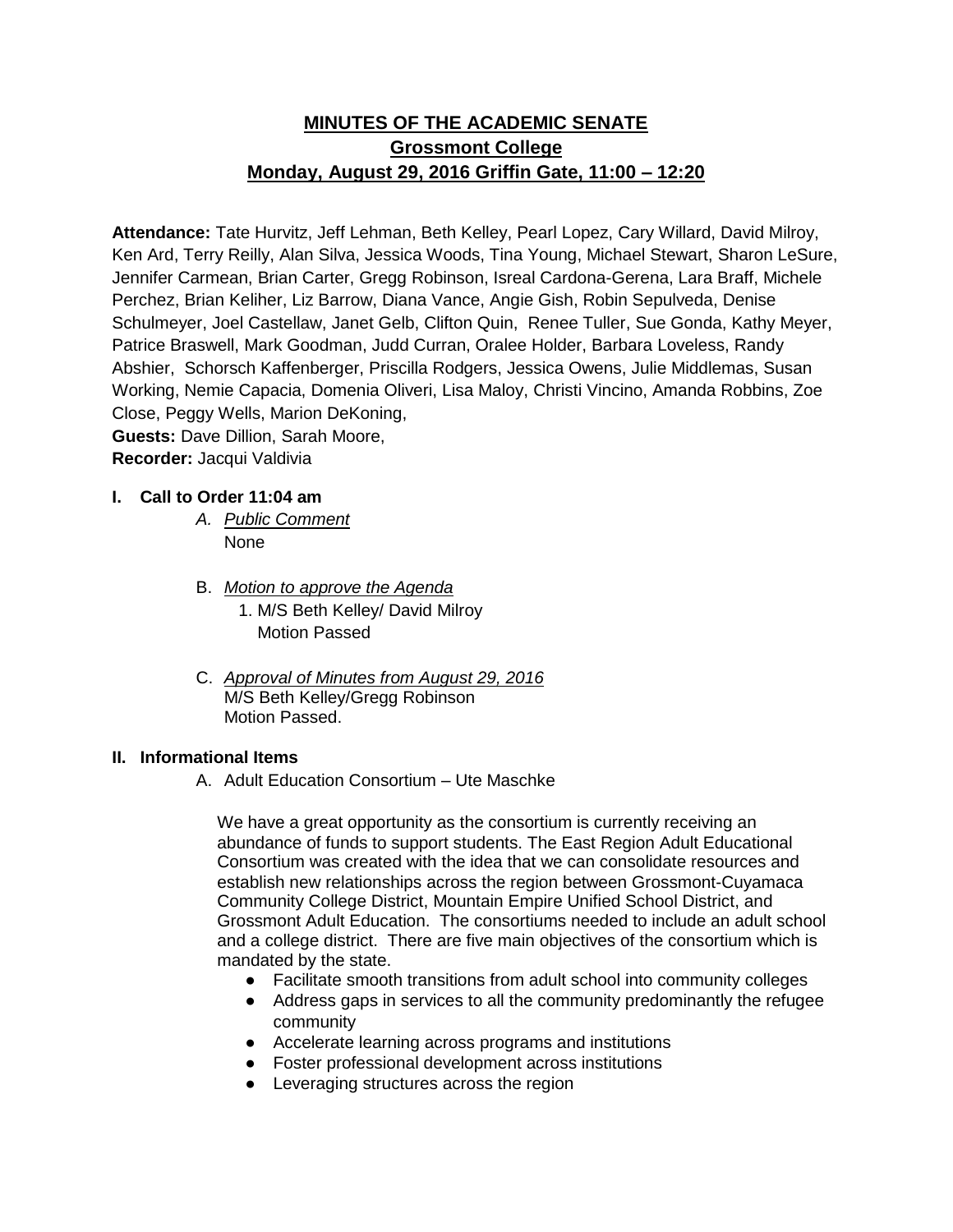# MINUTES OF THE ACADEMIC SENATE
## Grossmont College
## Monday, August 29, 2016 Griffin Gate, 11:00 – 12:20

**Attendance:** Tate Hurvitz, Jeff Lehman, Beth Kelley, Pearl Lopez, Cary Willard, David Milroy, Ken Ard, Terry Reilly, Alan Silva, Jessica Woods, Tina Young, Michael Stewart, Sharon LeSure, Jennifer Carmean, Brian Carter, Gregg Robinson, Isreal Cardona-Gerena, Lara Braff, Michele Perchez, Brian Keliher, Liz Barrow, Diana Vance, Angie Gish, Robin Sepulveda, Denise Schulmeyer, Joel Castellaw, Janet Gelb, Clifton Quin, Renee Tuller, Sue Gonda, Kathy Meyer, Patrice Braswell, Mark Goodman, Judd Curran, Oralee Holder, Barbara Loveless, Randy Abshier, Schorsch Kaffenberger, Priscilla Rodgers, Jessica Owens, Julie Middlemas, Susan Working, Nemie Capacia, Domenia Oliveri, Lisa Maloy, Christi Vincino, Amanda Robbins, Zoe Close, Peggy Wells, Marion DeKoning,
**Guests:** Dave Dillion, Sarah Moore,
**Recorder:** Jacqui Valdivia

### I. Call to Order 11:04 am

A. *Public Comment*
None

B. *Motion to approve the Agenda*
1. M/S Beth Kelley/ David Milroy
Motion Passed

C. *Approval of Minutes from August 29, 2016*
M/S Beth Kelley/Gregg Robinson
Motion Passed.

### II. Informational Items

A. Adult Education Consortium – Ute Maschke

We have a great opportunity as the consortium is currently receiving an abundance of funds to support students. The East Region Adult Educational Consortium was created with the idea that we can consolidate resources and establish new relationships across the region between Grossmont-Cuyamaca Community College District, Mountain Empire Unified School District, and Grossmont Adult Education. The consortiums needed to include an adult school and a college district. There are five main objectives of the consortium which is mandated by the state.

- Facilitate smooth transitions from adult school into community colleges
- Address gaps in services to all the community predominantly the refugee community
- Accelerate learning across programs and institutions
- Foster professional development across institutions
- Leveraging structures across the region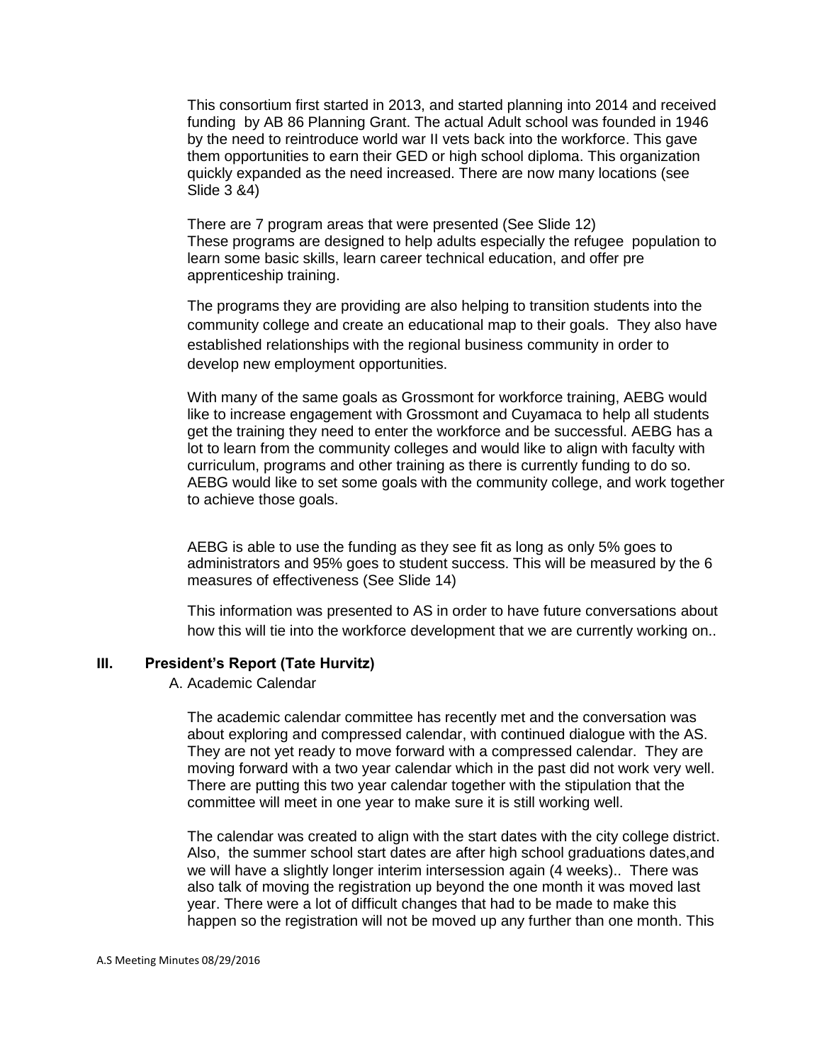This consortium first started in 2013, and started planning into 2014 and received funding by AB 86 Planning Grant. The actual Adult school was founded in 1946 by the need to reintroduce world war II vets back into the workforce. This gave them opportunities to earn their GED or high school diploma. This organization quickly expanded as the need increased. There are now many locations (see Slide 3 &4)

There are 7 program areas that were presented (See Slide 12)
These programs are designed to help adults especially the refugee population to learn some basic skills, learn career technical education, and offer pre apprenticeship training.

The programs they are providing are also helping to transition students into the community college and create an educational map to their goals. They also have established relationships with the regional business community in order to develop new employment opportunities.

With many of the same goals as Grossmont for workforce training, AEBG would like to increase engagement with Grossmont and Cuyamaca to help all students get the training they need to enter the workforce and be successful. AEBG has a lot to learn from the community colleges and would like to align with faculty with curriculum, programs and other training as there is currently funding to do so. AEBG would like to set some goals with the community college, and work together to achieve those goals.

AEBG is able to use the funding as they see fit as long as only 5% goes to administrators and 95% goes to student success. This will be measured by the 6 measures of effectiveness (See Slide 14)

This information was presented to AS in order to have future conversations about how this will tie into the workforce development that we are currently working on..

## III. President's Report (Tate Hurvitz)

A. Academic Calendar

The academic calendar committee has recently met and the conversation was about exploring and compressed calendar, with continued dialogue with the AS. They are not yet ready to move forward with a compressed calendar. They are moving forward with a two year calendar which in the past did not work very well. There are putting this two year calendar together with the stipulation that the committee will meet in one year to make sure it is still working well.

The calendar was created to align with the start dates with the city college district. Also, the summer school start dates are after high school graduations dates,and we will have a slightly longer interim intersession again (4 weeks).. There was also talk of moving the registration up beyond the one month it was moved last year. There were a lot of difficult changes that had to be made to make this happen so the registration will not be moved up any further than one month. This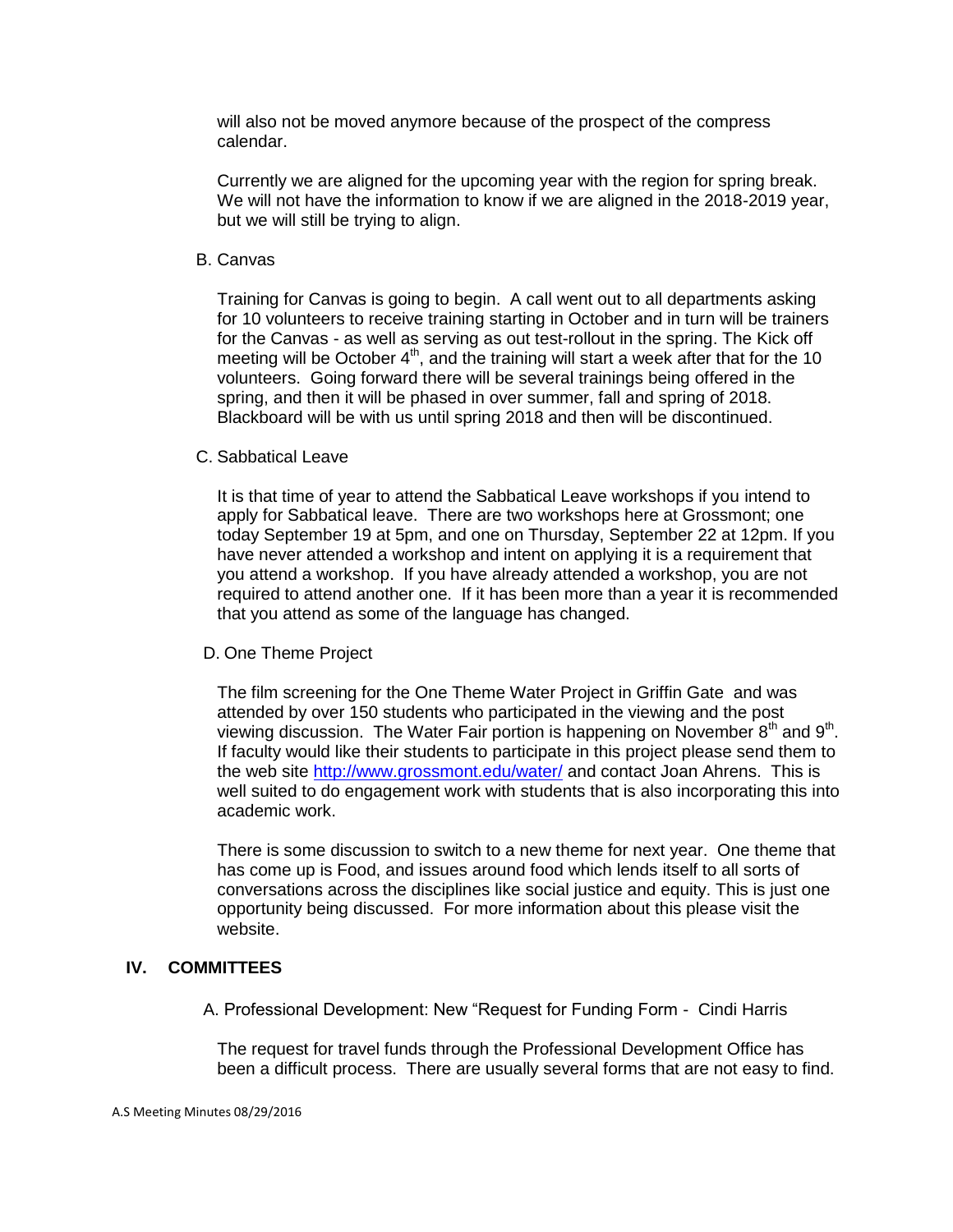will also not be moved anymore because of the prospect of the compress calendar.

Currently we are aligned for the upcoming year with the region for spring break. We will not have the information to know if we are aligned in the 2018-2019 year, but we will still be trying to align.

B. Canvas

Training for Canvas is going to begin. A call went out to all departments asking for 10 volunteers to receive training starting in October and in turn will be trainers for the Canvas - as well as serving as out test-rollout in the spring. The Kick off meeting will be October 4th, and the training will start a week after that for the 10 volunteers. Going forward there will be several trainings being offered in the spring, and then it will be phased in over summer, fall and spring of 2018. Blackboard will be with us until spring 2018 and then will be discontinued.

C. Sabbatical Leave

It is that time of year to attend the Sabbatical Leave workshops if you intend to apply for Sabbatical leave. There are two workshops here at Grossmont; one today September 19 at 5pm, and one on Thursday, September 22 at 12pm. If you have never attended a workshop and intent on applying it is a requirement that you attend a workshop. If you have already attended a workshop, you are not required to attend another one. If it has been more than a year it is recommended that you attend as some of the language has changed.

D. One Theme Project

The film screening for the One Theme Water Project in Griffin Gate and was attended by over 150 students who participated in the viewing and the post viewing discussion. The Water Fair portion is happening on November 8th and 9th. If faculty would like their students to participate in this project please send them to the web site http://www.grossmont.edu/water/ and contact Joan Ahrens. This is well suited to do engagement work with students that is also incorporating this into academic work.

There is some discussion to switch to a new theme for next year. One theme that has come up is Food, and issues around food which lends itself to all sorts of conversations across the disciplines like social justice and equity. This is just one opportunity being discussed. For more information about this please visit the website.

## IV. COMMITTEES

A. Professional Development: New "Request for Funding Form - Cindi Harris

The request for travel funds through the Professional Development Office has been a difficult process. There are usually several forms that are not easy to find.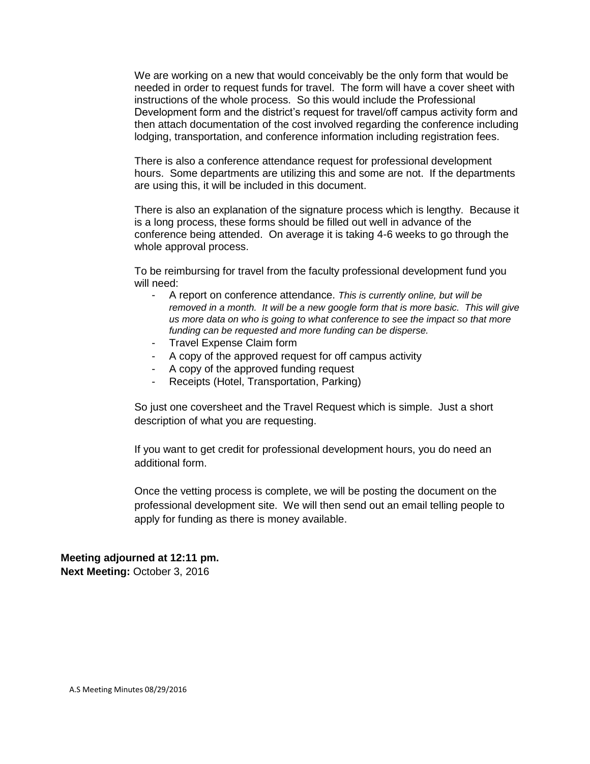We are working on a new that would conceivably be the only form that would be needed in order to request funds for travel. The form will have a cover sheet with instructions of the whole process. So this would include the Professional Development form and the district's request for travel/off campus activity form and then attach documentation of the cost involved regarding the conference including lodging, transportation, and conference information including registration fees.

There is also a conference attendance request for professional development hours. Some departments are utilizing this and some are not. If the departments are using this, it will be included in this document.

There is also an explanation of the signature process which is lengthy. Because it is a long process, these forms should be filled out well in advance of the conference being attended. On average it is taking 4-6 weeks to go through the whole approval process.

To be reimbursing for travel from the faculty professional development fund you will need:

- A report on conference attendance. *This is currently online, but will be removed in a month. It will be a new google form that is more basic. This will give us more data on who is going to what conference to see the impact so that more funding can be requested and more funding can be disperse.*
- Travel Expense Claim form
- A copy of the approved request for off campus activity
- A copy of the approved funding request
- Receipts (Hotel, Transportation, Parking)

So just one coversheet and the Travel Request which is simple. Just a short description of what you are requesting.

If you want to get credit for professional development hours, you do need an additional form.

Once the vetting process is complete, we will be posting the document on the professional development site. We will then send out an email telling people to apply for funding as there is money available.

**Meeting adjourned at 12:11 pm.**
**Next Meeting:** October 3, 2016